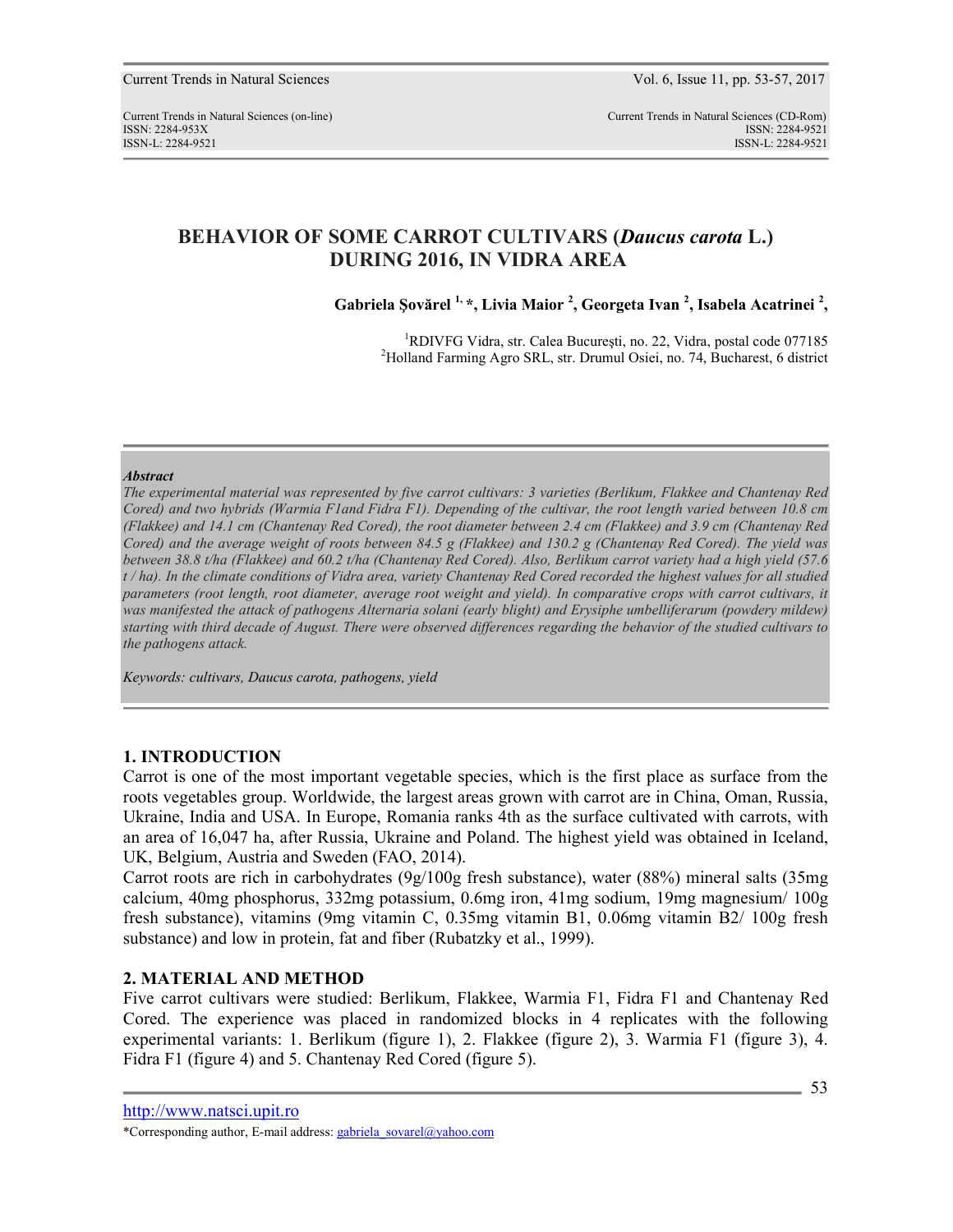# BEHAVIOR OF SOME CARROT CULTIVARS (*Daucus carota* L.) DURING 2016, IN VIDRA AREA

**Gabriela Şovărel [1,] \*, Livia Maior [2], Georgeta Ivan [2], Isabela Acatrinei [2],**

[1]RDIVFG Vidra, str. Calea Bucureşti, no. 22, Vidra, postal code 077185
[2]Holland Farming Agro SRL, str. Drumul Osiei, no. 74, Bucharest, 6 district

***Abstract***

*The experimental material was represented by five carrot cultivars: 3 varieties (Berlikum, Flakkee and Chantenay Red Cored) and two hybrids (Warmia F1and Fidra F1). Depending of the cultivar, the root length varied between 10.8 cm (Flakkee) and 14.1 cm (Chantenay Red Cored), the root diameter between 2.4 cm (Flakkee) and 3.9 cm (Chantenay Red Cored) and the average weight of roots between 84.5 g (Flakkee) and 130.2 g (Chantenay Red Cored). The yield was between 38.8 t/ha (Flakkee) and 60.2 t/ha (Chantenay Red Cored). Also, Berlikum carrot variety had a high yield (57.6 t / ha). In the climate conditions of Vidra area, variety Chantenay Red Cored recorded the highest values for all studied parameters (root length, root diameter, average root weight and yield). In comparative crops with carrot cultivars, it was manifested the attack of pathogens Alternaria solani (early blight) and Erysiphe umbelliferarum (powdery mildew) starting with third decade of August. There were observed differences regarding the behavior of the studied cultivars to the pathogens attack.*

*Keywords: cultivars, Daucus carota, pathogens, yield*

## 1. INTRODUCTION

Carrot is one of the most important vegetable species, which is the first place as surface from the roots vegetables group. Worldwide, the largest areas grown with carrot are in China, Oman, Russia, Ukraine, India and USA. In Europe, Romania ranks 4th as the surface cultivated with carrots, with an area of 16,047 ha, after Russia, Ukraine and Poland. The highest yield was obtained in Iceland, UK, Belgium, Austria and Sweden (FAO, 2014).

Carrot roots are rich in carbohydrates (9g/100g fresh substance), water (88%) mineral salts (35mg calcium, 40mg phosphorus, 332mg potassium, 0.6mg iron, 41mg sodium, 19mg magnesium/ 100g fresh substance), vitamins (9mg vitamin C, 0.35mg vitamin B1, 0.06mg vitamin B2/ 100g fresh substance) and low in protein, fat and fiber (Rubatzky et al., 1999).

## 2. MATERIAL AND METHOD

Five carrot cultivars were studied: Berlikum, Flakkee, Warmia F1, Fidra F1 and Chantenay Red Cored. The experience was placed in randomized blocks in 4 replicates with the following experimental variants: 1. Berlikum (figure 1), 2. Flakkee (figure 2), 3. Warmia F1 (figure 3), 4. Fidra F1 (figure 4) and 5. Chantenay Red Cored (figure 5).

*Corresponding author, E-mail address: gabriela_sovarel@yahoo.com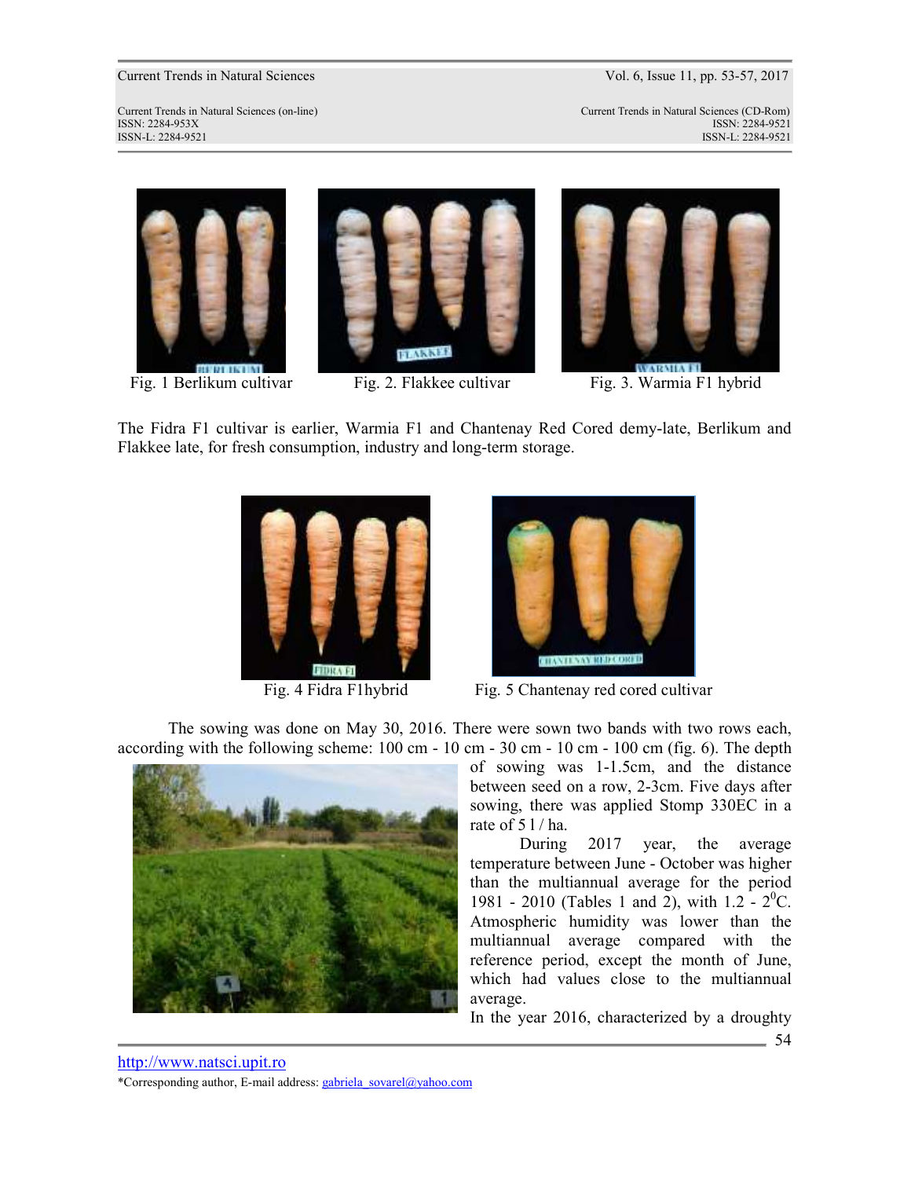Fig. 1 Berlikum cultivar

Fig. 2. Flakkee cultivar

Fig. 3. Warmia F1 hybrid

The Fidra F1 cultivar is earlier, Warmia F1 and Chantenay Red Cored demy-late, Berlikum and Flakkee late, for fresh consumption, industry and long-term storage.

Fig. 4 Fidra F1hybrid

Fig. 5 Chantenay red cored cultivar

The sowing was done on May 30, 2016. There were sown two bands with two rows each, according with the following scheme: 100 cm - 10 cm - 30 cm - 10 cm - 100 cm (fig. 6). The depth of sowing was 1-1.5cm, and the distance between seed on a row, 2-3cm. Five days after sowing, there was applied Stomp 330EC in a rate of 5 l / ha.

During 2017 year, the average temperature between June - October was higher than the multiannual average for the period 1981 - 2010 (Tables 1 and 2), with 1.2 - 2$^0$C. Atmospheric humidity was lower than the multiannual average compared with the reference period, except the month of June, which had values close to the multiannual average.

In the year 2016, characterized by a droughty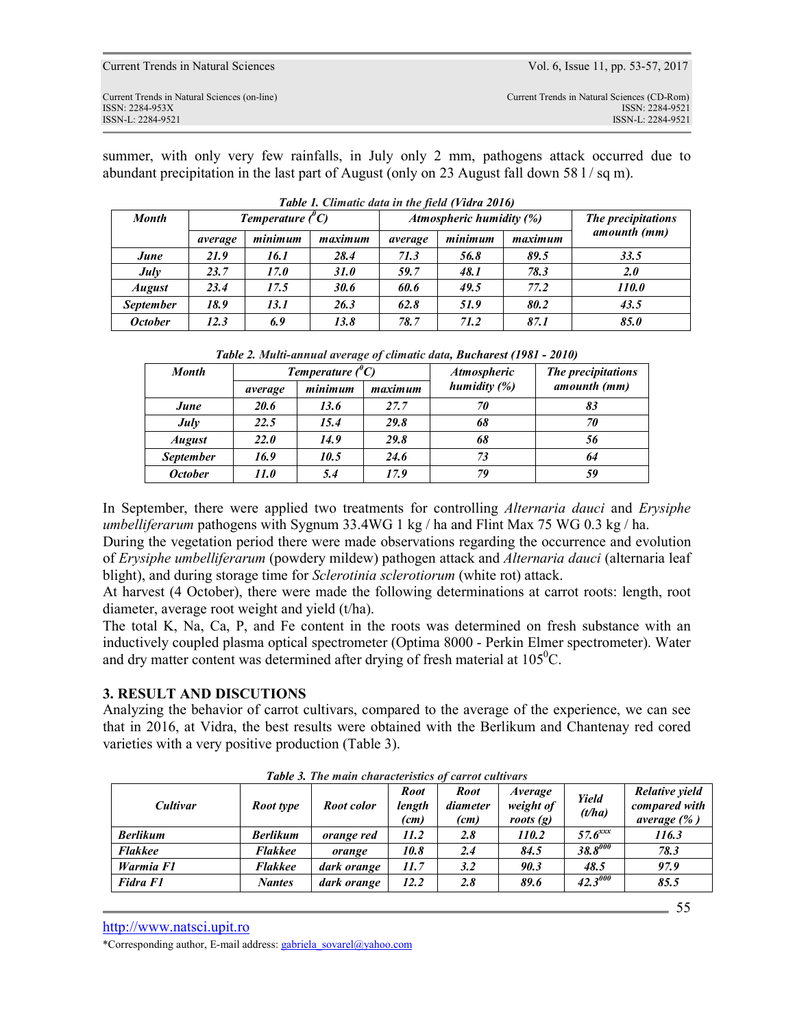summer, with only very few rainfalls, in July only 2 mm, pathogens attack occurred due to abundant precipitation in the last part of August (only on 23 August fall down 58 l / sq m).

*Table 1. Climatic data in the field (Vidra 2016)*

| Month | Temperature ($^0C$) | | | Atmospheric humidity (%) | | | The precipitations amounth (mm) |
|---|---|---|---|---|---|---|---|
| | average | minimum | maximum | average | minimum | maximum | |
| June | 21.9 | 16.1 | 28.4 | 71.3 | 56.8 | 89.5 | 33.5 |
| July | 23.7 | 17.0 | 31.0 | 59.7 | 48.1 | 78.3 | 2.0 |
| August | 23.4 | 17.5 | 30.6 | 60.6 | 49.5 | 77.2 | 110.0 |
| September | 18.9 | 13.1 | 26.3 | 62.8 | 51.9 | 80.2 | 43.5 |
| October | 12.3 | 6.9 | 13.8 | 78.7 | 71.2 | 87.1 | 85.0 |

*Table 2. Multi-annual average of climatic data, Bucharest (1981 - 2010)*

| Month | Temperature ($^0C$) | | | Atmospheric humidity (%) | The precipitations amounth (mm) |
|---|---|---|---|---|---|
| | average | minimum | maximum | | |
| June | 20.6 | 13.6 | 27.7 | 70 | 83 |
| July | 22.5 | 15.4 | 29.8 | 68 | 70 |
| August | 22.0 | 14.9 | 29.8 | 68 | 56 |
| September | 16.9 | 10.5 | 24.6 | 73 | 64 |
| October | 11.0 | 5.4 | 17.9 | 79 | 59 |

In September, there were applied two treatments for controlling *Alternaria dauci* and *Erysiphe umbelliferarum* pathogens with Sygnum 33.4WG 1 kg / ha and Flint Max 75 WG 0.3 kg / ha.

During the vegetation period there were made observations regarding the occurrence and evolution of *Erysiphe umbelliferarum* (powdery mildew) pathogen attack and *Alternaria dauci* (alternaria leaf blight), and during storage time for *Sclerotinia sclerotiorum* (white rot) attack.

At harvest (4 October), there were made the following determinations at carrot roots: length, root diameter, average root weight and yield (t/ha).

The total K, Na, Ca, P, and Fe content in the roots was determined on fresh substance with an inductively coupled plasma optical spectrometer (Optima 8000 - Perkin Elmer spectrometer). Water and dry matter content was determined after drying of fresh material at 105$^0$C.

## 3. RESULT AND DISCUTIONS

Analyzing the behavior of carrot cultivars, compared to the average of the experience, we can see that in 2016, at Vidra, the best results were obtained with the Berlikum and Chantenay red cored varieties with a very positive production (Table 3).

*Table 3. The main characteristics of carrot cultivars*

| Cultivar | Root type | Root color | Root length (cm) | Root diameter (cm) | Average weight of roots (g) | Yield (t/ha) | Relative yield compared with average (% ) |
|---|---|---|---|---|---|---|---|
| Berlikum | Berlikum | orange red | 11.2 | 2.8 | 110.2 | $57.6^{xxx}$ | 116.3 |
| Flakkee | Flakkee | orange | 10.8 | 2.4 | 84.5 | $38.8^{000}$ | 78.3 |
| Warmia F1 | Flakkee | dark orange | 11.7 | 3.2 | 90.3 | 48.5 | 97.9 |
| Fidra F1 | Nantes | dark orange | 12.2 | 2.8 | 89.6 | $42.3^{000}$ | 85.5 |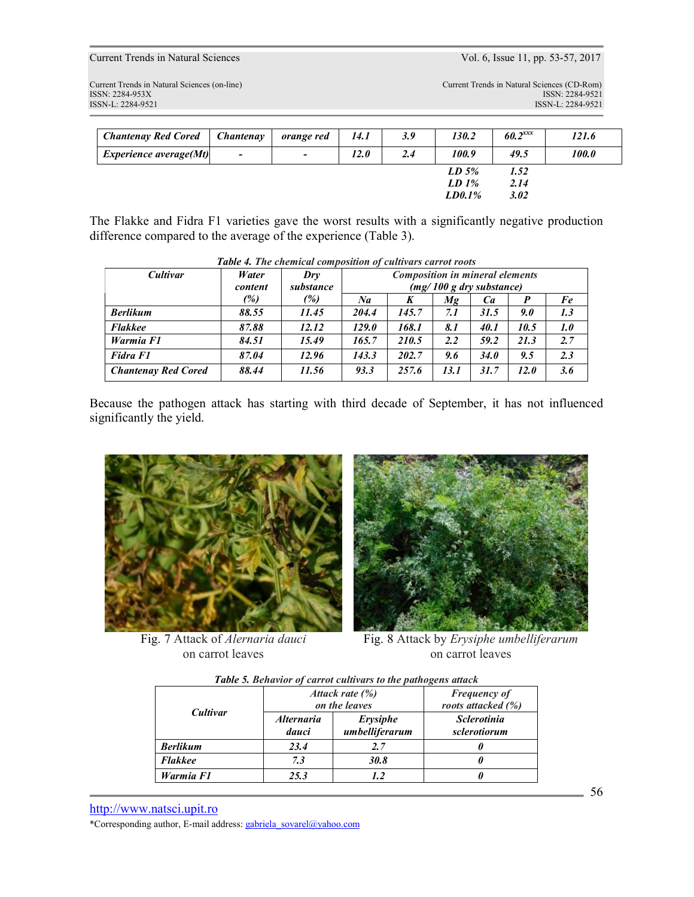| ***Chantenay Red Cored*** | ***Chantenay*** | ***orange red*** | ***14.1*** | ***3.9*** | ***130.2*** | ***60.2***$^{xxx}$ | ***121.6*** |
|---|---|---|---|---|---|---|---|
| ***Experience average(Mt)*** | **-** | **-** | ***12.0*** | ***2.4*** | ***100.9*** | ***49.5*** | ***100.0*** |
| | | | | | ***LD 5%*** | ***1.52*** | |
| | | | | | ***LD 1%*** | ***2.14*** | |
| | | | | | ***LD0.1%*** | ***3.02*** | |

The Flakke and Fidra F1 varieties gave the worst results with a significantly negative production difference compared to the average of the experience (Table 3).

***Table 4. The chemical composition of cultivars carrot roots***

| ***Cultivar*** | ***Water content (%)*** | ***Dry substance (%)*** | ***Composition in mineral elements (mg/ 100 g dry substance)*** | | | | | |
|---|---|---|---|---|---|---|---|---|
| | | | ***Na*** | ***K*** | ***Mg*** | ***Ca*** | ***P*** | ***Fe*** |
| ***Berlikum*** | ***88.55*** | ***11.45*** | ***204.4*** | ***145.7*** | ***7.1*** | ***31.5*** | ***9.0*** | ***1.3*** |
| ***Flakkee*** | ***87.88*** | ***12.12*** | ***129.0*** | ***168.1*** | ***8.1*** | ***40.1*** | ***10.5*** | ***1.0*** |
| ***Warmia F1*** | ***84.51*** | ***15.49*** | ***165.7*** | ***210.5*** | ***2.2*** | ***59.2*** | ***21.3*** | ***2.7*** |
| ***Fidra F1*** | ***87.04*** | ***12.96*** | ***143.3*** | ***202.7*** | ***9.6*** | ***34.0*** | ***9.5*** | ***2.3*** |
| ***Chantenay Red Cored*** | ***88.44*** | ***11.56*** | ***93.3*** | ***257.6*** | ***13.1*** | ***31.7*** | ***12.0*** | ***3.6*** |

Because the pathogen attack has starting with third decade of September, it has not influenced significantly the yield.

Fig. 7 Attack of *Alernaria dauci* on carrot leaves

Fig. 8 Attack by *Erysiphe umbelliferarum* on carrot leaves

***Table 5. Behavior of carrot cultivars to the pathogens attack***

| ***Cultivar*** | ***Attack rate (%) on the leaves*** | | ***Frequency of roots attacked (%)*** |
|---|---|---|---|
| | ***Alternaria dauci*** | ***Erysiphe umbelliferarum*** | ***Sclerotinia sclerotiorum*** |
| ***Berlikum*** | ***23.4*** | ***2.7*** | ***0*** |
| ***Flakkee*** | ***7.3*** | ***30.8*** | ***0*** |
| ***Warmia F1*** | ***25.3*** | ***1.2*** | ***0*** |

http://www.natsci.upit.ro

*Corresponding author, E-mail address: gabriela_sovarel@yahoo.com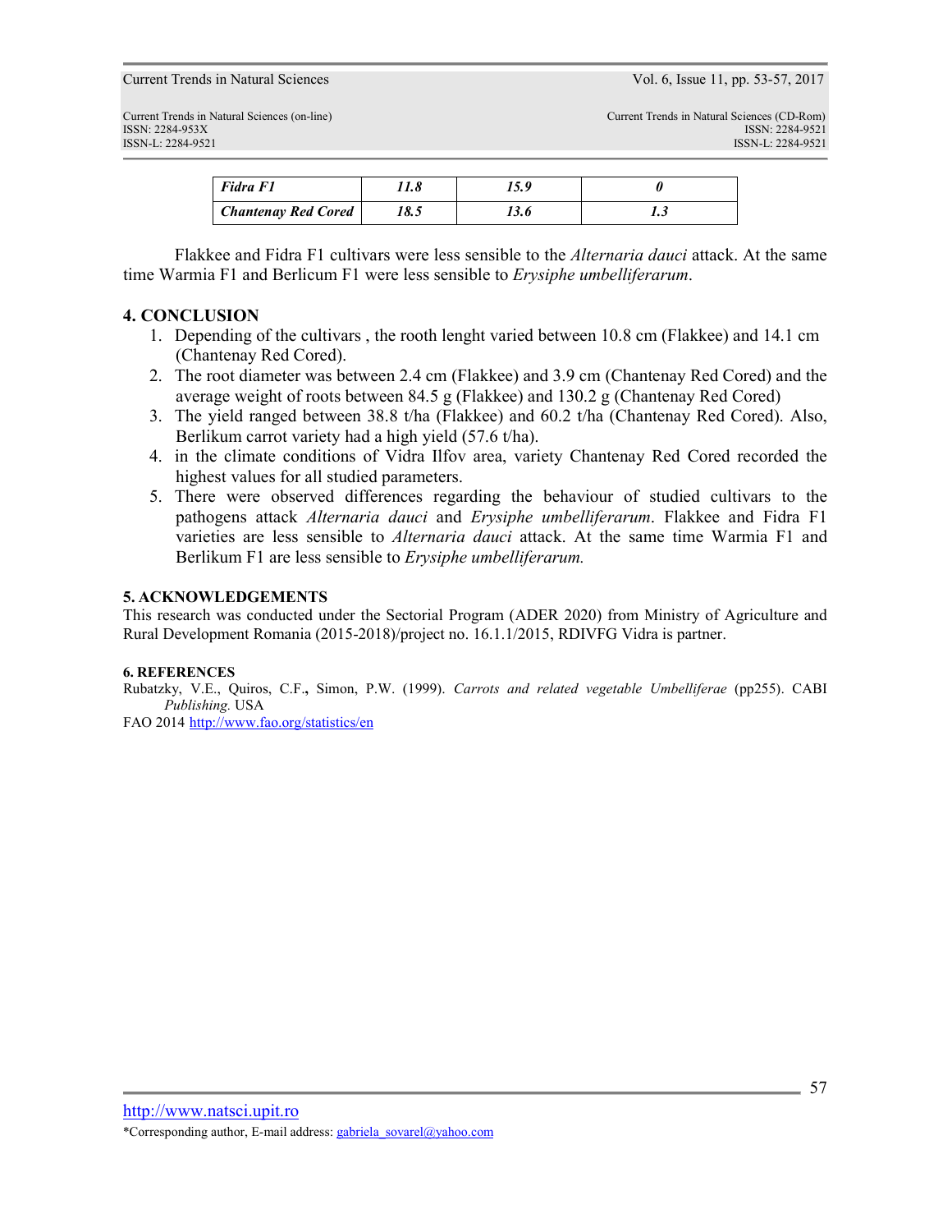| | | | |
|---|---|---|---|
| ***Fidra F1*** | ***11.8*** | ***15.9*** | ***0*** |
| ***Chantenay Red Cored*** | ***18.5*** | ***13.6*** | ***1.3*** |

Flakkee and Fidra F1 cultivars were less sensible to the *Alternaria dauci* attack. At the same time Warmia F1 and Berlicum F1 were less sensible to *Erysiphe umbelliferarum*.

## 4. CONCLUSION

1. Depending of the cultivars , the rooth lenght varied between 10.8 cm (Flakkee) and 14.1 cm (Chantenay Red Cored).
2. The root diameter was between 2.4 cm (Flakkee) and 3.9 cm (Chantenay Red Cored) and the average weight of roots between 84.5 g (Flakkee) and 130.2 g (Chantenay Red Cored)
3. The yield ranged between 38.8 t/ha (Flakkee) and 60.2 t/ha (Chantenay Red Cored). Also, Berlikum carrot variety had a high yield (57.6 t/ha).
4. in the climate conditions of Vidra Ilfov area, variety Chantenay Red Cored recorded the highest values for all studied parameters.
5. There were observed differences regarding the behaviour of studied cultivars to the pathogens attack *Alternaria dauci* and *Erysiphe umbelliferarum*. Flakkee and Fidra F1 varieties are less sensible to *Alternaria dauci* attack. At the same time Warmia F1 and Berlikum F1 are less sensible to *Erysiphe umbelliferarum.*

### 5. ACKNOWLEDGEMENTS

This research was conducted under the Sectorial Program (ADER 2020) from Ministry of Agriculture and Rural Development Romania (2015-2018)/project no. 16.1.1/2015, RDIVFG Vidra is partner.

### 6. REFERENCES

Rubatzky, V.E., Quiros, C.F., Simon, P.W. (1999). *Carrots and related vegetable Umbelliferae* (pp255). CABI *Publishing.* USA

FAO 2014 http://www.fao.org/statistics/en

*Corresponding author, E-mail address: gabriela_sovarel@yahoo.com